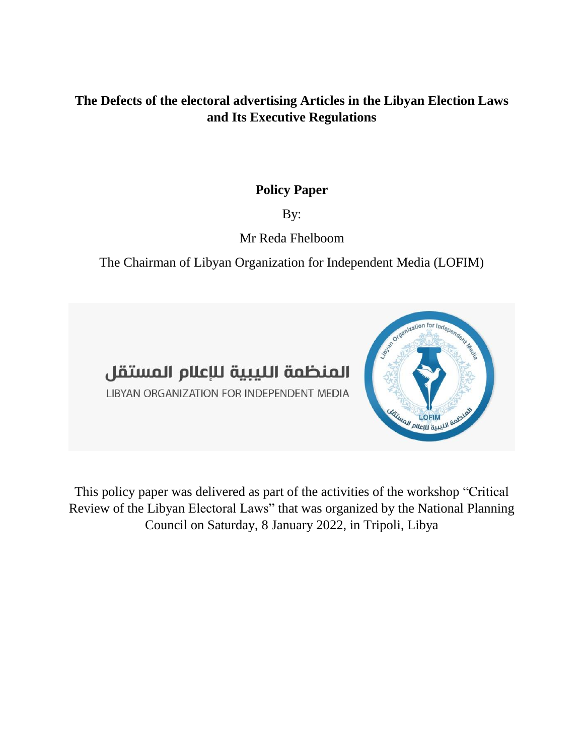# The Defects of the electoral advertising Articles in the Libyan Election Laws and Its Executive Regulations

**Policy Paper**

By:

Mr Reda Fhelboom

The Chairman of Libyan Organization for Independent Media (LOFIM)

المنظمة الليبية للإعلام المستقل

LIBYAN ORGANIZATION FOR INDEPENDENT MEDIA

This policy paper was delivered as part of the activities of the workshop “Critical Review of the Libyan Electoral Laws” that was organized by the National Planning Council on Saturday, 8 January 2022, in Tripoli, Libya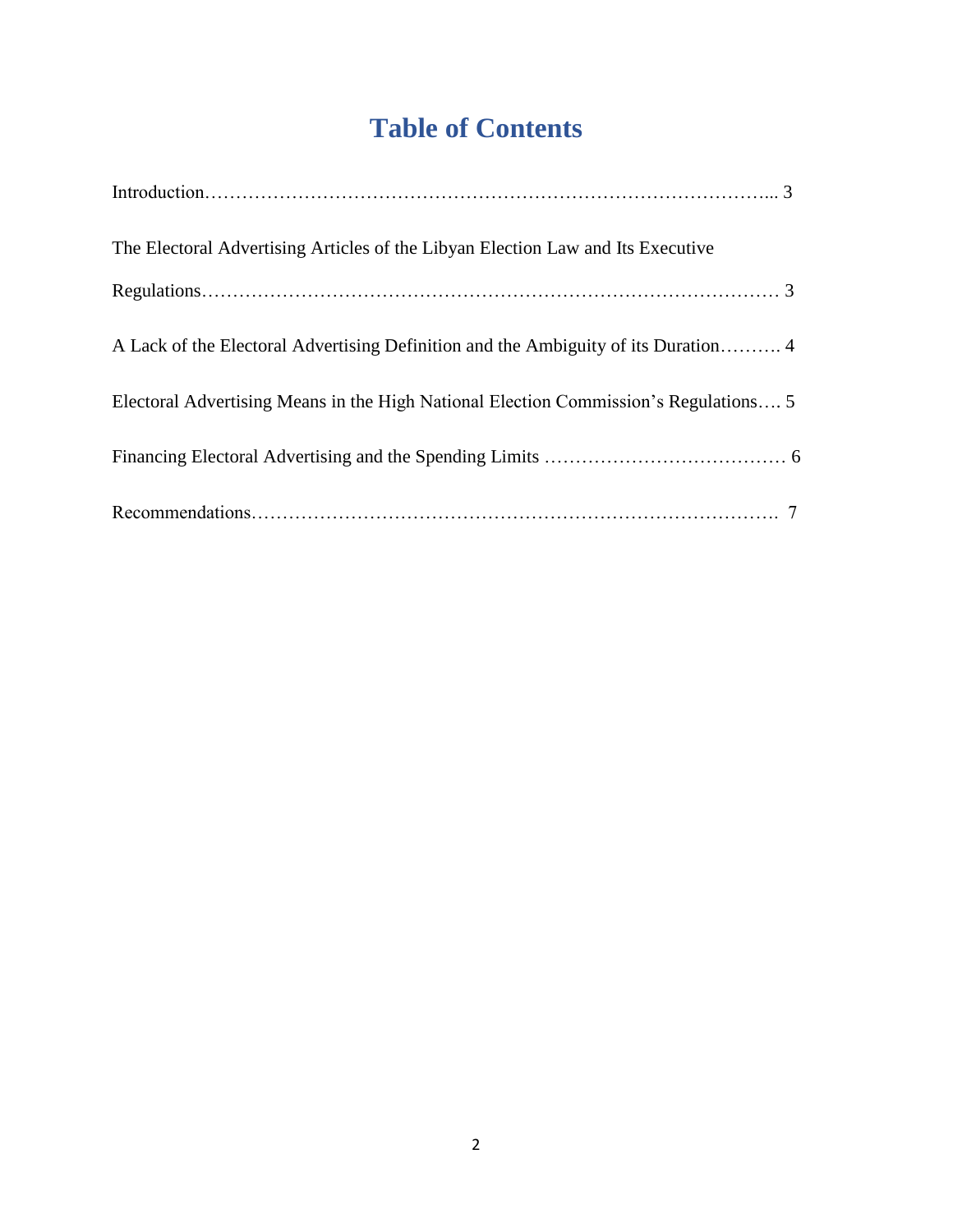# Table of Contents

Introduction………………………………………………………………………………... 3

The Electoral Advertising Articles of the Libyan Election Law and Its Executive Regulations……………………………………………………………………………… 3

A Lack of the Electoral Advertising Definition and the Ambiguity of its Duration………. 4

Electoral Advertising Means in the High National Election Commission's Regulations…. 5

Financing Electoral Advertising and the Spending Limits ………………………………… 6

Recommendations………………………………………………………………………. 7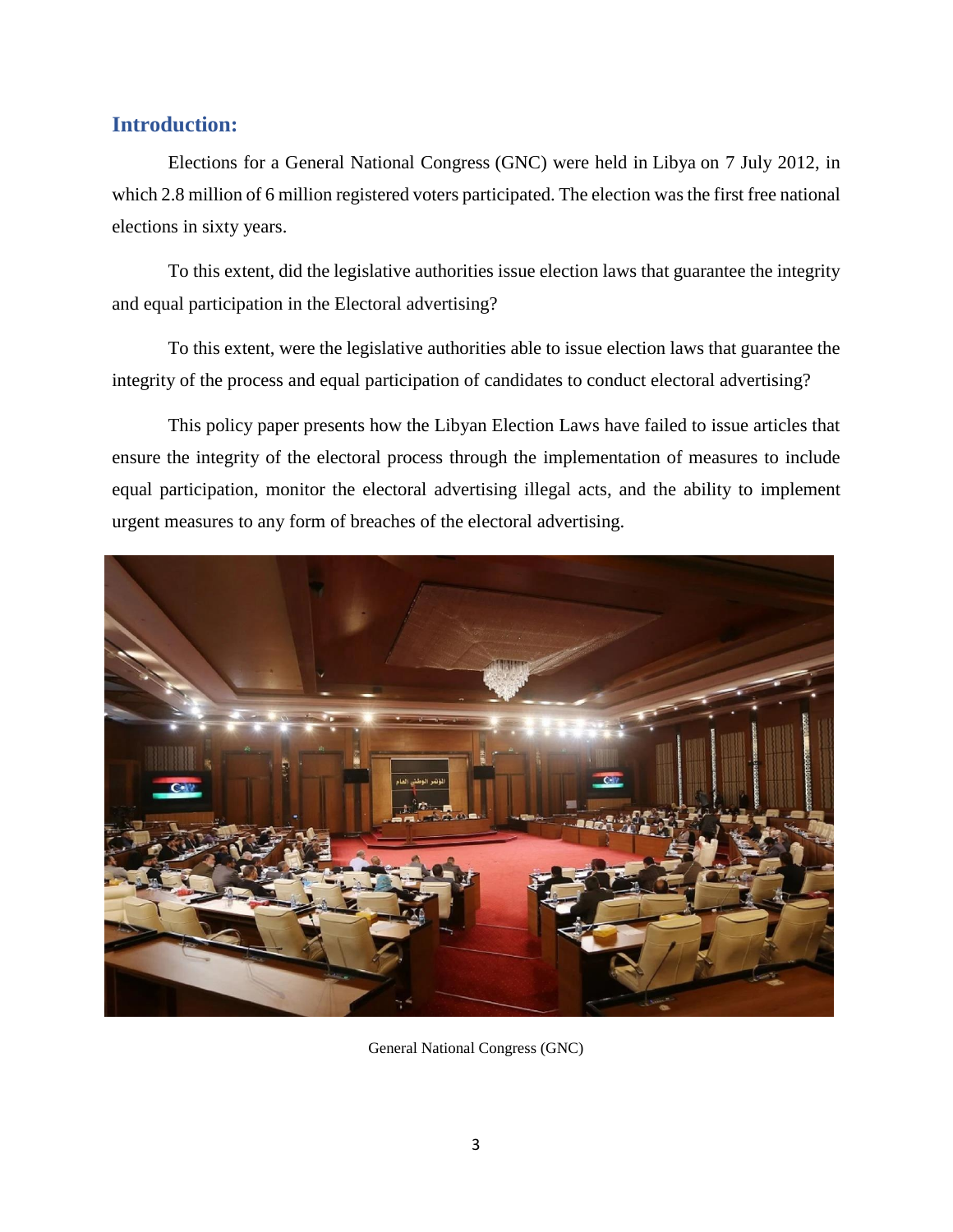## Introduction:

Elections for a General National Congress (GNC) were held in Libya on 7 July 2012, in which 2.8 million of 6 million registered voters participated. The election was the first free national elections in sixty years.

To this extent, did the legislative authorities issue election laws that guarantee the integrity and equal participation in the Electoral advertising?

To this extent, were the legislative authorities able to issue election laws that guarantee the integrity of the process and equal participation of candidates to conduct electoral advertising?

This policy paper presents how the Libyan Election Laws have failed to issue articles that ensure the integrity of the electoral process through the implementation of measures to include equal participation, monitor the electoral advertising illegal acts, and the ability to implement urgent measures to any form of breaches of the electoral advertising.

General National Congress (GNC)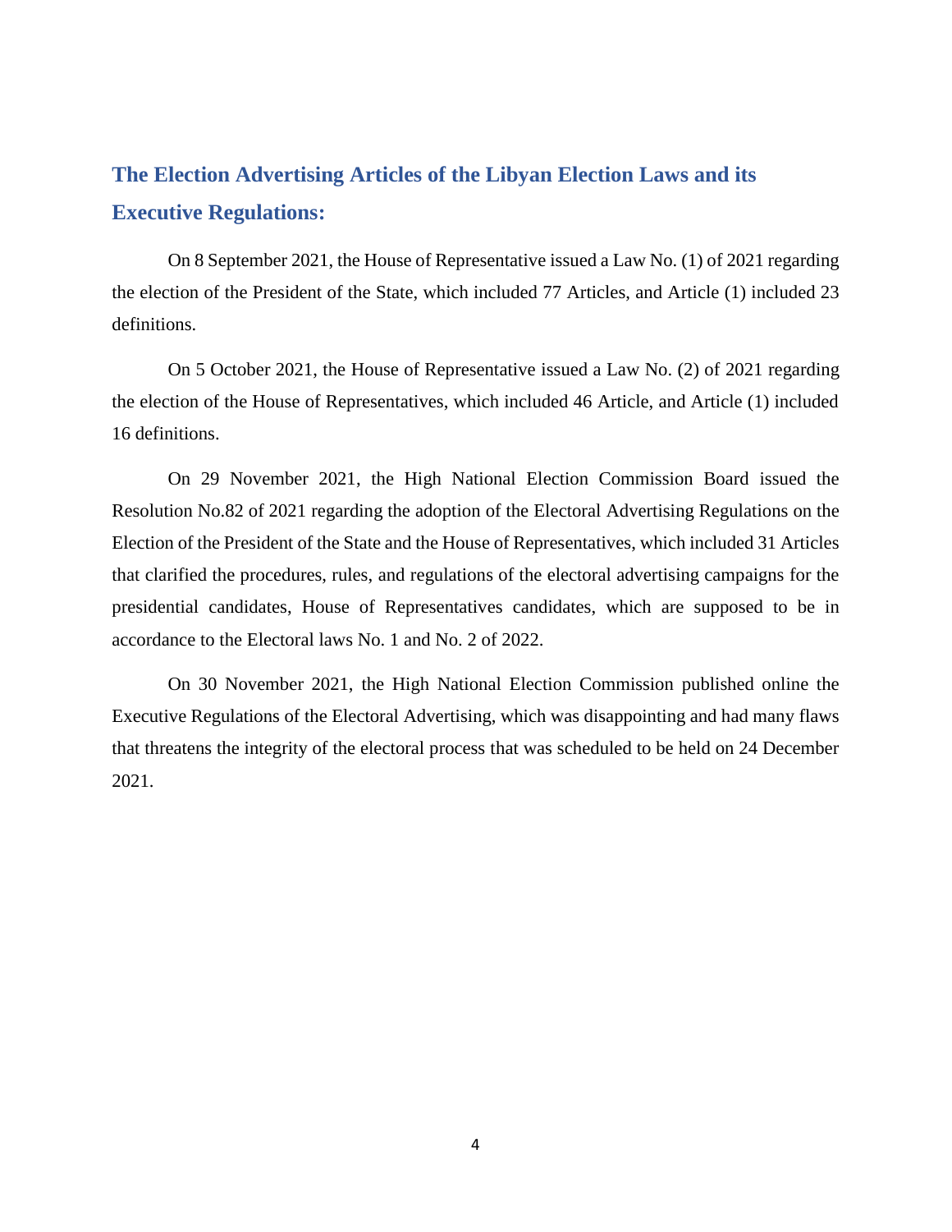## The Election Advertising Articles of the Libyan Election Laws and its Executive Regulations:

On 8 September 2021, the House of Representative issued a Law No. (1) of 2021 regarding the election of the President of the State, which included 77 Articles, and Article (1) included 23 definitions.

On 5 October 2021, the House of Representative issued a Law No. (2) of 2021 regarding the election of the House of Representatives, which included 46 Article, and Article (1) included 16 definitions.

On 29 November 2021, the High National Election Commission Board issued the Resolution No.82 of 2021 regarding the adoption of the Electoral Advertising Regulations on the Election of the President of the State and the House of Representatives, which included 31 Articles that clarified the procedures, rules, and regulations of the electoral advertising campaigns for the presidential candidates, House of Representatives candidates, which are supposed to be in accordance to the Electoral laws No. 1 and No. 2 of 2022.

On 30 November 2021, the High National Election Commission published online the Executive Regulations of the Electoral Advertising, which was disappointing and had many flaws that threatens the integrity of the electoral process that was scheduled to be held on 24 December 2021.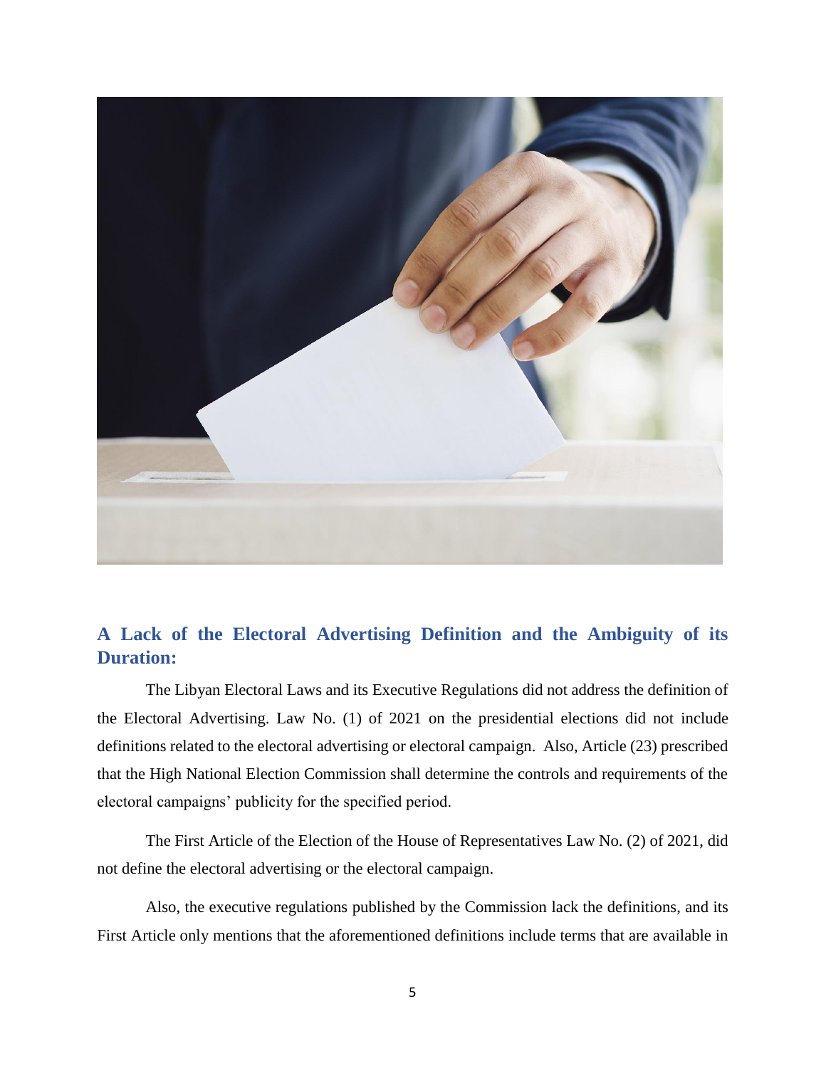## A Lack of the Electoral Advertising Definition and the Ambiguity of its Duration:

The Libyan Electoral Laws and its Executive Regulations did not address the definition of the Electoral Advertising. Law No. (1) of 2021 on the presidential elections did not include definitions related to the electoral advertising or electoral campaign. Also, Article (23) prescribed that the High National Election Commission shall determine the controls and requirements of the electoral campaigns' publicity for the specified period.

The First Article of the Election of the House of Representatives Law No. (2) of 2021, did not define the electoral advertising or the electoral campaign.

Also, the executive regulations published by the Commission lack the definitions, and its First Article only mentions that the aforementioned definitions include terms that are available in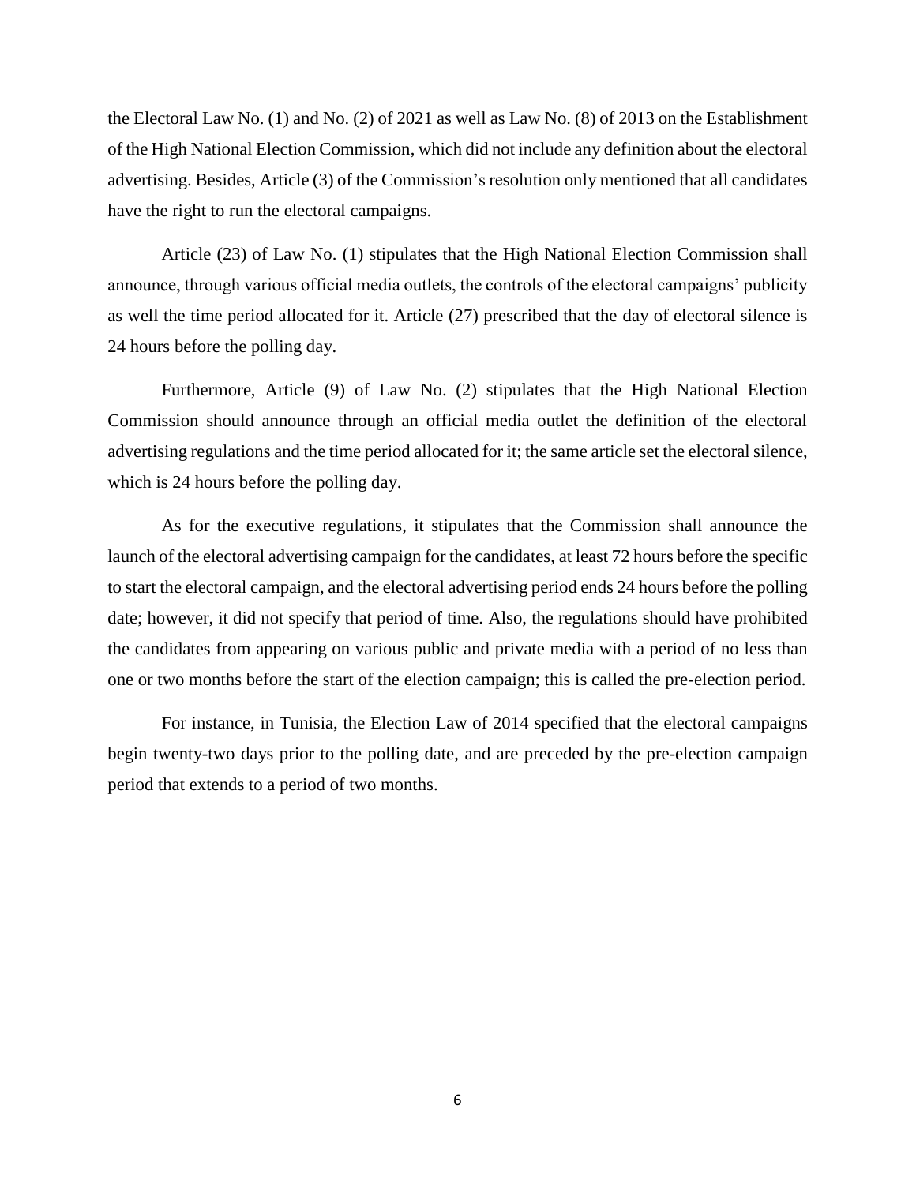the Electoral Law No. (1) and No. (2) of 2021 as well as Law No. (8) of 2013 on the Establishment of the High National Election Commission, which did not include any definition about the electoral advertising. Besides, Article (3) of the Commission's resolution only mentioned that all candidates have the right to run the electoral campaigns.

Article (23) of Law No. (1) stipulates that the High National Election Commission shall announce, through various official media outlets, the controls of the electoral campaigns' publicity as well the time period allocated for it. Article (27) prescribed that the day of electoral silence is 24 hours before the polling day.

Furthermore, Article (9) of Law No. (2) stipulates that the High National Election Commission should announce through an official media outlet the definition of the electoral advertising regulations and the time period allocated for it; the same article set the electoral silence, which is 24 hours before the polling day.

As for the executive regulations, it stipulates that the Commission shall announce the launch of the electoral advertising campaign for the candidates, at least 72 hours before the specific to start the electoral campaign, and the electoral advertising period ends 24 hours before the polling date; however, it did not specify that period of time. Also, the regulations should have prohibited the candidates from appearing on various public and private media with a period of no less than one or two months before the start of the election campaign; this is called the pre-election period.

For instance, in Tunisia, the Election Law of 2014 specified that the electoral campaigns begin twenty-two days prior to the polling date, and are preceded by the pre-election campaign period that extends to a period of two months.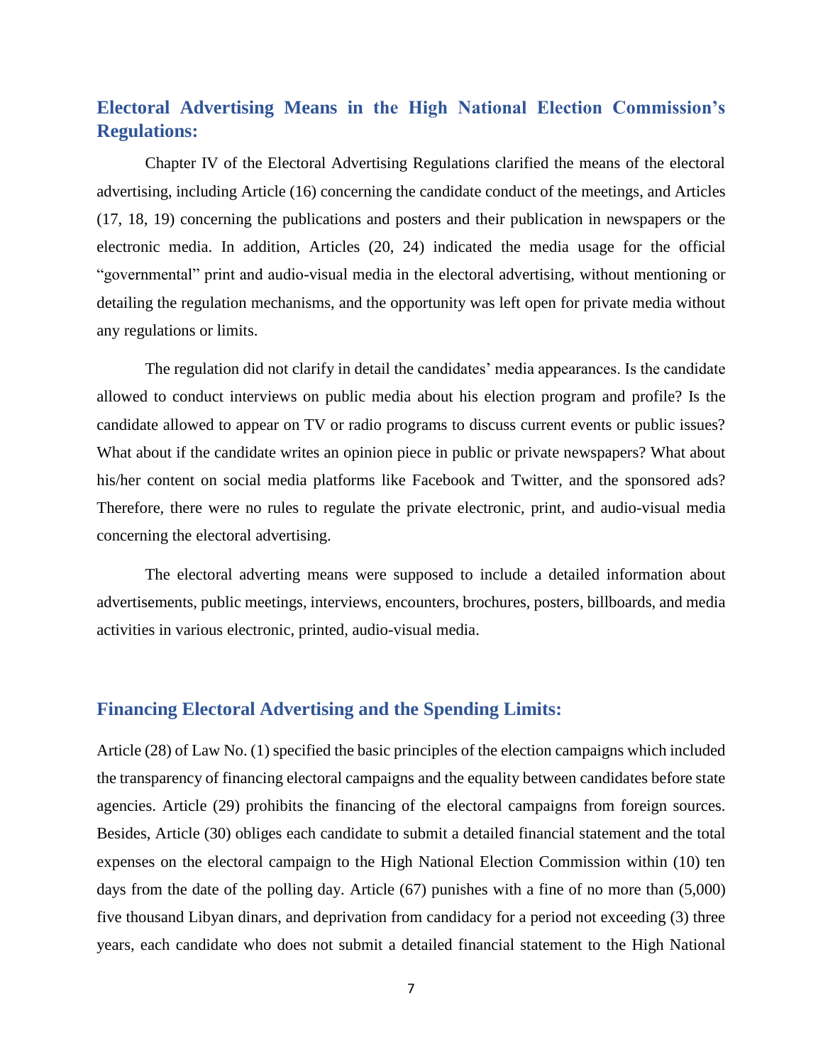## Electoral Advertising Means in the High National Election Commission's Regulations:

Chapter IV of the Electoral Advertising Regulations clarified the means of the electoral advertising, including Article (16) concerning the candidate conduct of the meetings, and Articles (17, 18, 19) concerning the publications and posters and their publication in newspapers or the electronic media. In addition, Articles (20, 24) indicated the media usage for the official "governmental" print and audio-visual media in the electoral advertising, without mentioning or detailing the regulation mechanisms, and the opportunity was left open for private media without any regulations or limits.

The regulation did not clarify in detail the candidates' media appearances. Is the candidate allowed to conduct interviews on public media about his election program and profile? Is the candidate allowed to appear on TV or radio programs to discuss current events or public issues? What about if the candidate writes an opinion piece in public or private newspapers? What about his/her content on social media platforms like Facebook and Twitter, and the sponsored ads? Therefore, there were no rules to regulate the private electronic, print, and audio-visual media concerning the electoral advertising.

The electoral adverting means were supposed to include a detailed information about advertisements, public meetings, interviews, encounters, brochures, posters, billboards, and media activities in various electronic, printed, audio-visual media.

## Financing Electoral Advertising and the Spending Limits:

Article (28) of Law No. (1) specified the basic principles of the election campaigns which included the transparency of financing electoral campaigns and the equality between candidates before state agencies. Article (29) prohibits the financing of the electoral campaigns from foreign sources. Besides, Article (30) obliges each candidate to submit a detailed financial statement and the total expenses on the electoral campaign to the High National Election Commission within (10) ten days from the date of the polling day. Article (67) punishes with a fine of no more than (5,000) five thousand Libyan dinars, and deprivation from candidacy for a period not exceeding (3) three years, each candidate who does not submit a detailed financial statement to the High National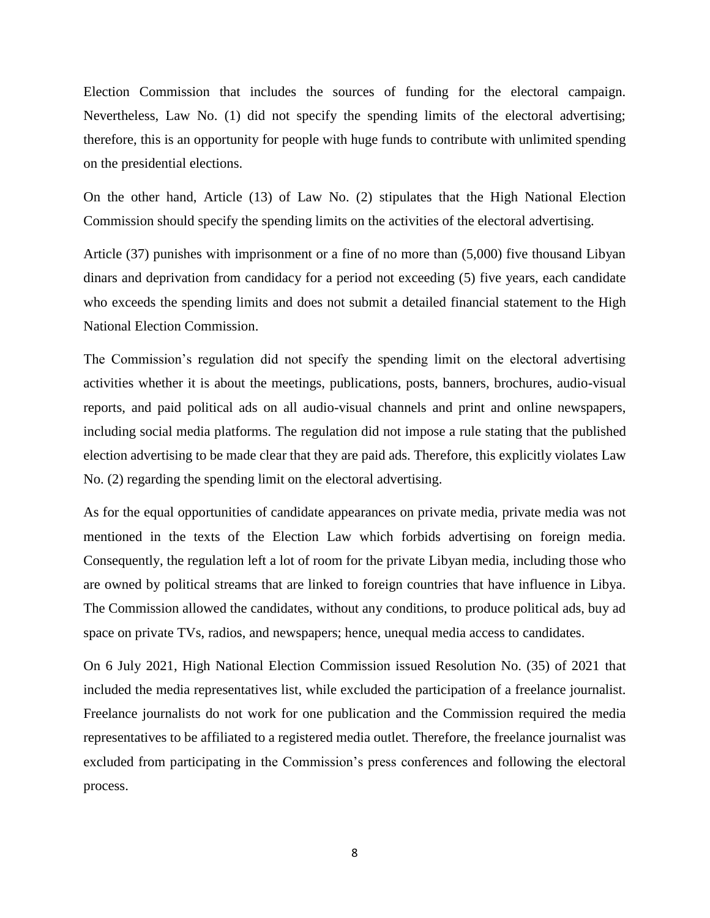Election Commission that includes the sources of funding for the electoral campaign. Nevertheless, Law No. (1) did not specify the spending limits of the electoral advertising; therefore, this is an opportunity for people with huge funds to contribute with unlimited spending on the presidential elections.

On the other hand, Article (13) of Law No. (2) stipulates that the High National Election Commission should specify the spending limits on the activities of the electoral advertising.

Article (37) punishes with imprisonment or a fine of no more than (5,000) five thousand Libyan dinars and deprivation from candidacy for a period not exceeding (5) five years, each candidate who exceeds the spending limits and does not submit a detailed financial statement to the High National Election Commission.

The Commission's regulation did not specify the spending limit on the electoral advertising activities whether it is about the meetings, publications, posts, banners, brochures, audio-visual reports, and paid political ads on all audio-visual channels and print and online newspapers, including social media platforms. The regulation did not impose a rule stating that the published election advertising to be made clear that they are paid ads. Therefore, this explicitly violates Law No. (2) regarding the spending limit on the electoral advertising.

As for the equal opportunities of candidate appearances on private media, private media was not mentioned in the texts of the Election Law which forbids advertising on foreign media. Consequently, the regulation left a lot of room for the private Libyan media, including those who are owned by political streams that are linked to foreign countries that have influence in Libya. The Commission allowed the candidates, without any conditions, to produce political ads, buy ad space on private TVs, radios, and newspapers; hence, unequal media access to candidates.

On 6 July 2021, High National Election Commission issued Resolution No. (35) of 2021 that included the media representatives list, while excluded the participation of a freelance journalist. Freelance journalists do not work for one publication and the Commission required the media representatives to be affiliated to a registered media outlet. Therefore, the freelance journalist was excluded from participating in the Commission's press conferences and following the electoral process.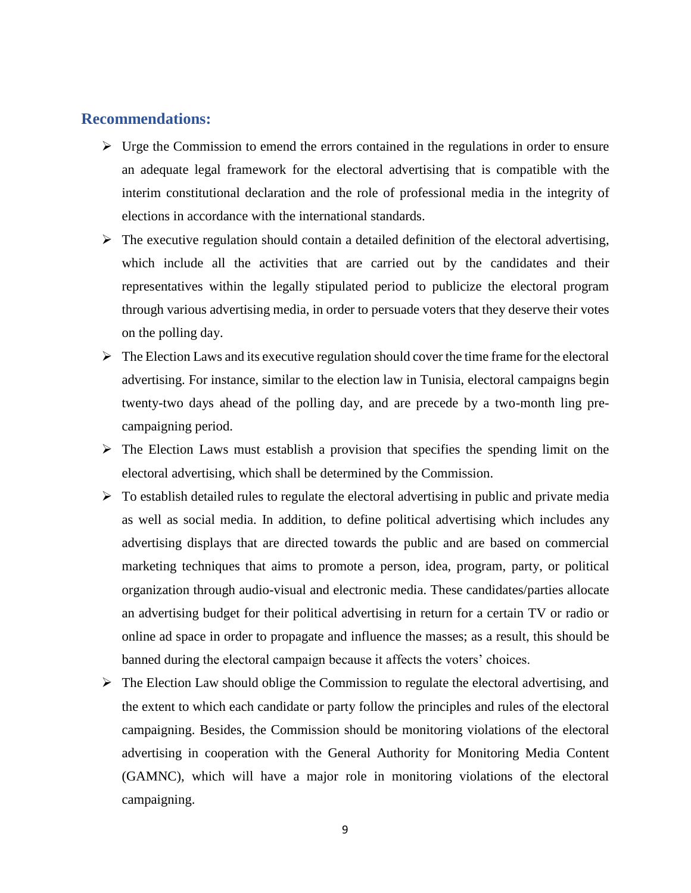## Recommendations:

- Urge the Commission to emend the errors contained in the regulations in order to ensure an adequate legal framework for the electoral advertising that is compatible with the interim constitutional declaration and the role of professional media in the integrity of elections in accordance with the international standards.
- The executive regulation should contain a detailed definition of the electoral advertising, which include all the activities that are carried out by the candidates and their representatives within the legally stipulated period to publicize the electoral program through various advertising media, in order to persuade voters that they deserve their votes on the polling day.
- The Election Laws and its executive regulation should cover the time frame for the electoral advertising. For instance, similar to the election law in Tunisia, electoral campaigns begin twenty-two days ahead of the polling day, and are precede by a two-month ling pre-campaigning period.
- The Election Laws must establish a provision that specifies the spending limit on the electoral advertising, which shall be determined by the Commission.
- To establish detailed rules to regulate the electoral advertising in public and private media as well as social media. In addition, to define political advertising which includes any advertising displays that are directed towards the public and are based on commercial marketing techniques that aims to promote a person, idea, program, party, or political organization through audio-visual and electronic media. These candidates/parties allocate an advertising budget for their political advertising in return for a certain TV or radio or online ad space in order to propagate and influence the masses; as a result, this should be banned during the electoral campaign because it affects the voters' choices.
- The Election Law should oblige the Commission to regulate the electoral advertising, and the extent to which each candidate or party follow the principles and rules of the electoral campaigning. Besides, the Commission should be monitoring violations of the electoral advertising in cooperation with the General Authority for Monitoring Media Content (GAMNC), which will have a major role in monitoring violations of the electoral campaigning.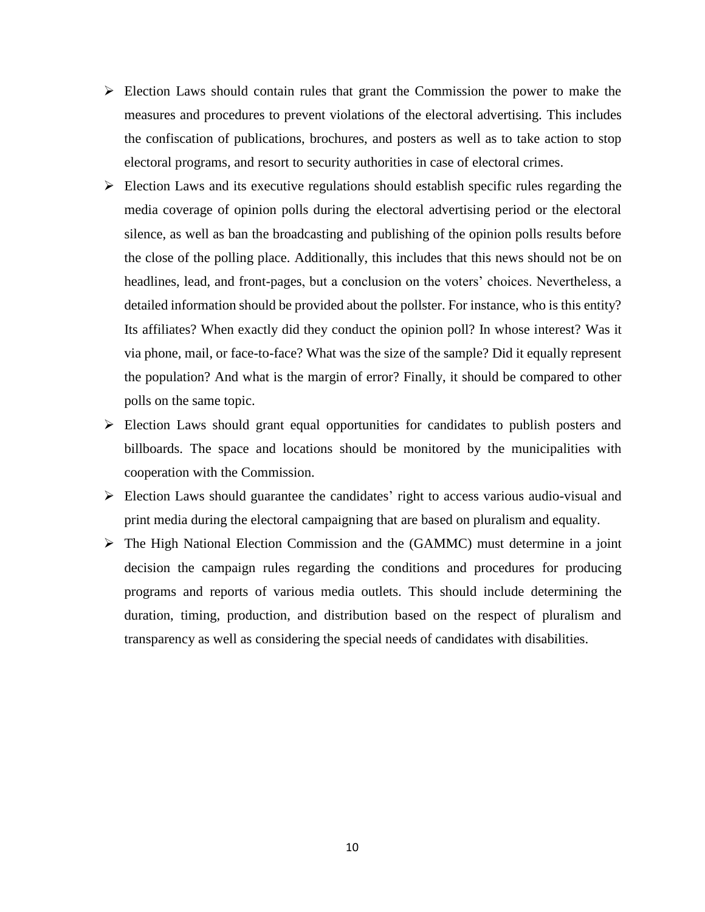- Election Laws should contain rules that grant the Commission the power to make the measures and procedures to prevent violations of the electoral advertising. This includes the confiscation of publications, brochures, and posters as well as to take action to stop electoral programs, and resort to security authorities in case of electoral crimes.
- Election Laws and its executive regulations should establish specific rules regarding the media coverage of opinion polls during the electoral advertising period or the electoral silence, as well as ban the broadcasting and publishing of the opinion polls results before the close of the polling place. Additionally, this includes that this news should not be on headlines, lead, and front-pages, but a conclusion on the voters' choices. Nevertheless, a detailed information should be provided about the pollster. For instance, who is this entity? Its affiliates? When exactly did they conduct the opinion poll? In whose interest? Was it via phone, mail, or face-to-face? What was the size of the sample? Did it equally represent the population? And what is the margin of error? Finally, it should be compared to other polls on the same topic.
- Election Laws should grant equal opportunities for candidates to publish posters and billboards. The space and locations should be monitored by the municipalities with cooperation with the Commission.
- Election Laws should guarantee the candidates' right to access various audio-visual and print media during the electoral campaigning that are based on pluralism and equality.
- The High National Election Commission and the (GAMMC) must determine in a joint decision the campaign rules regarding the conditions and procedures for producing programs and reports of various media outlets. This should include determining the duration, timing, production, and distribution based on the respect of pluralism and transparency as well as considering the special needs of candidates with disabilities.